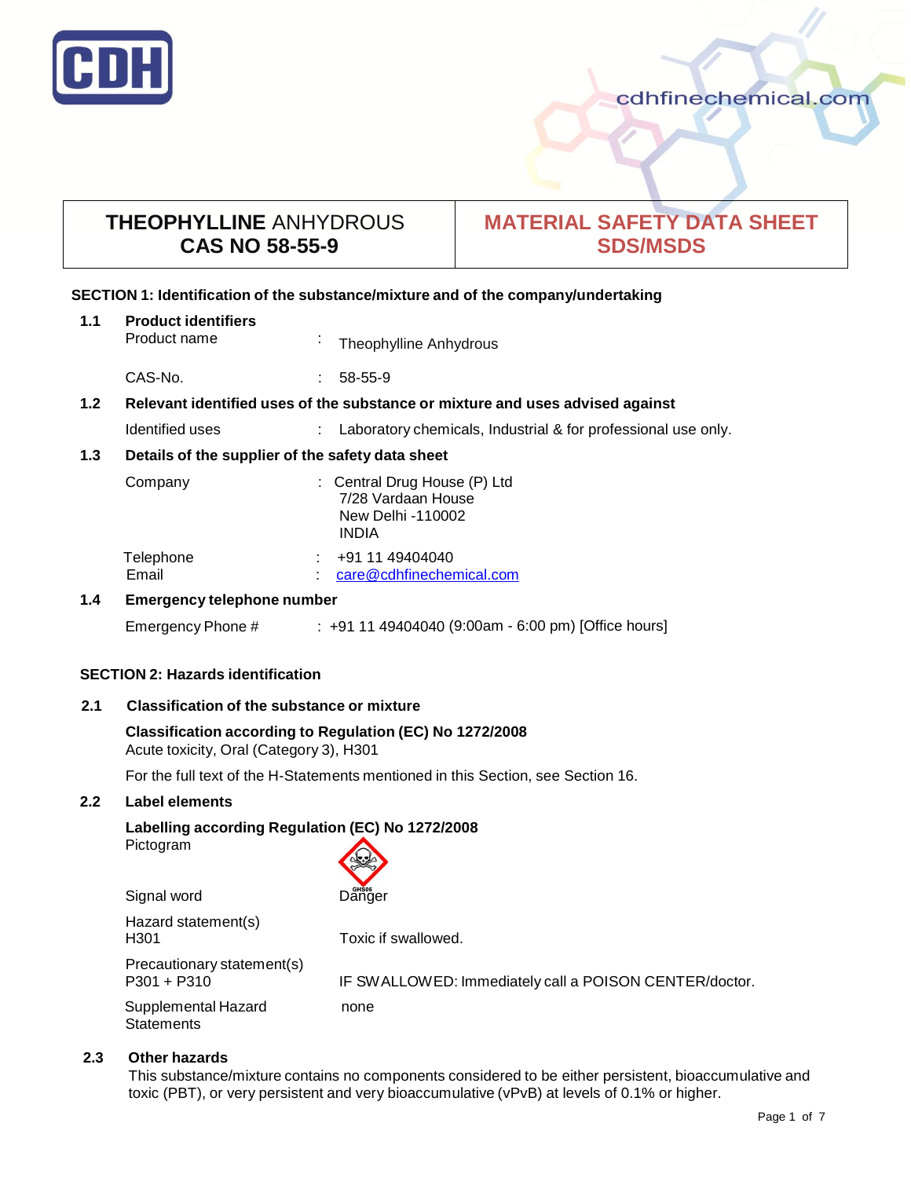# THEOPHYLLINE ANHYDROUS CAS NO 58-55-9

# MATERIAL SAFETY DATA SHEET SDS/MSDS

## SECTION 1: Identification of the substance/mixture and of the company/undertaking

### 1.1 Product identifiers

Product name : Theophylline Anhydrous

CAS-No. : 58-55-9

### 1.2 Relevant identified uses of the substance or mixture and uses advised against

Identified uses : Laboratory chemicals, Industrial & for professional use only.

### 1.3 Details of the supplier of the safety data sheet

Company : Central Drug House (P) Ltd
7/28 Vardaan House
New Delhi -110002
INDIA

Telephone : +91 11 49404040
Email : care@cdhfinechemical.com

### 1.4 Emergency telephone number

Emergency Phone # : +91 11 49404040 (9:00am - 6:00 pm) [Office hours]

## SECTION 2: Hazards identification

### 2.1 Classification of the substance or mixture

**Classification according to Regulation (EC) No 1272/2008**
Acute toxicity, Oral (Category 3), H301

For the full text of the H-Statements mentioned in this Section, see Section 16.

### 2.2 Label elements

**Labelling according Regulation (EC) No 1272/2008**

Pictogram

Signal word: Danger

Hazard statement(s)
H301: Toxic if swallowed.

Precautionary statement(s)
P301 + P310: IF SWALLOWED: Immediately call a POISON CENTER/doctor.

Supplemental Hazard Statements: none

### 2.3 Other hazards

This substance/mixture contains no components considered to be either persistent, bioaccumulative and toxic (PBT), or very persistent and very bioaccumulative (vPvB) at levels of 0.1% or higher.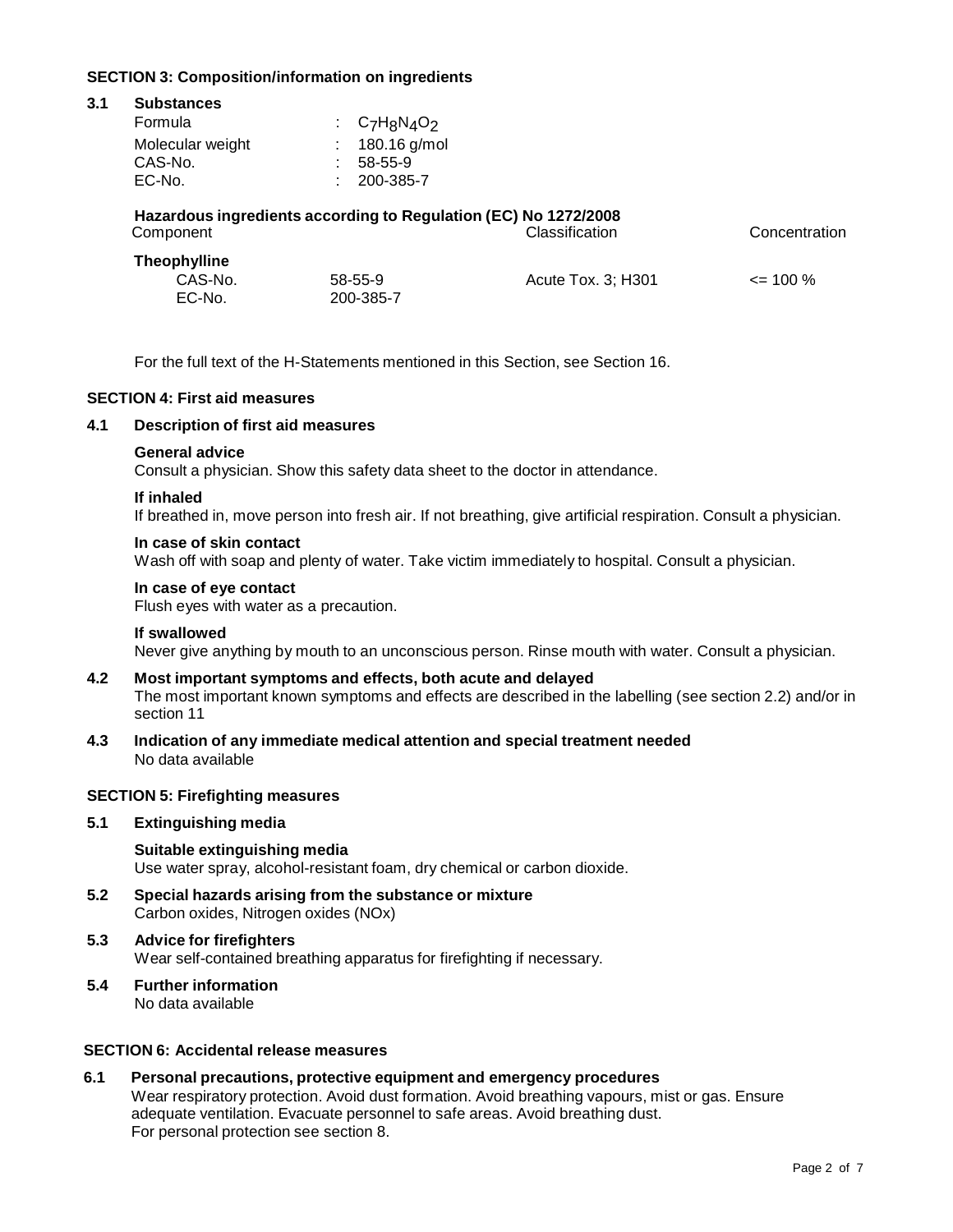## SECTION 3: Composition/information on ingredients

### 3.1 Substances

| | | |
|---|---|---|
| Formula | : | $C_7H_8N_4O_2$ |
| Molecular weight | : | 180.16 g/mol |
| CAS-No. | : | 58-55-9 |
| EC-No. | : | 200-385-7 |

**Hazardous ingredients according to Regulation (EC) No 1272/2008**

| Component | | Classification | Concentration |
|---|---|---|---|
| **Theophylline** | | | |
| CAS-No. | 58-55-9 | Acute Tox. 3; H301 | <= 100 % |
| EC-No. | 200-385-7 | | |

For the full text of the H-Statements mentioned in this Section, see Section 16.

## SECTION 4: First aid measures

### 4.1 Description of first aid measures

**General advice**
Consult a physician. Show this safety data sheet to the doctor in attendance.

**If inhaled**
If breathed in, move person into fresh air. If not breathing, give artificial respiration. Consult a physician.

**In case of skin contact**
Wash off with soap and plenty of water. Take victim immediately to hospital. Consult a physician.

**In case of eye contact**
Flush eyes with water as a precaution.

**If swallowed**
Never give anything by mouth to an unconscious person. Rinse mouth with water. Consult a physician.

### 4.2 Most important symptoms and effects, both acute and delayed

The most important known symptoms and effects are described in the labelling (see section 2.2) and/or in section 11

### 4.3 Indication of any immediate medical attention and special treatment needed

No data available

## SECTION 5: Firefighting measures

### 5.1 Extinguishing media

**Suitable extinguishing media**
Use water spray, alcohol-resistant foam, dry chemical or carbon dioxide.

### 5.2 Special hazards arising from the substance or mixture

Carbon oxides, Nitrogen oxides (NOx)

### 5.3 Advice for firefighters

Wear self-contained breathing apparatus for firefighting if necessary.

### 5.4 Further information

No data available

## SECTION 6: Accidental release measures

### 6.1 Personal precautions, protective equipment and emergency procedures

Wear respiratory protection. Avoid dust formation. Avoid breathing vapours, mist or gas. Ensure adequate ventilation. Evacuate personnel to safe areas. Avoid breathing dust.
For personal protection see section 8.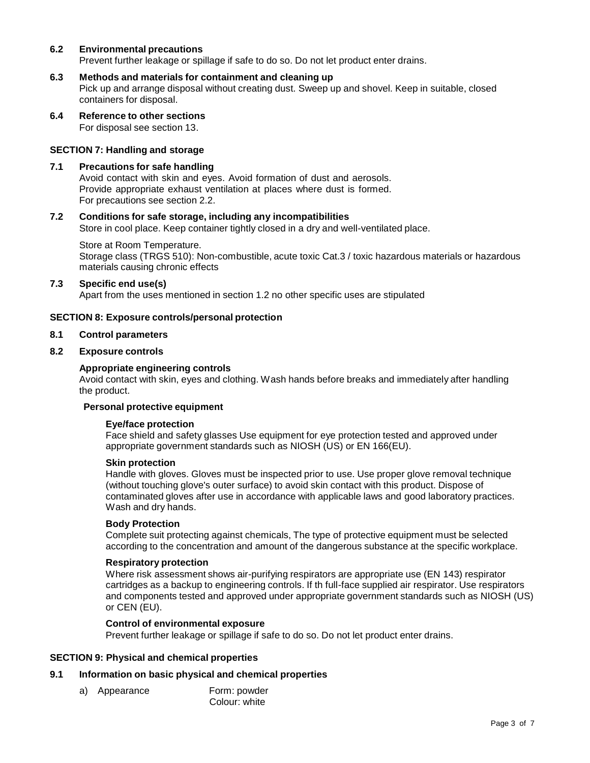### 6.2 Environmental precautions

Prevent further leakage or spillage if safe to do so. Do not let product enter drains.

### 6.3 Methods and materials for containment and cleaning up

Pick up and arrange disposal without creating dust. Sweep up and shovel. Keep in suitable, closed containers for disposal.

### 6.4 Reference to other sections

For disposal see section 13.

## SECTION 7: Handling and storage

### 7.1 Precautions for safe handling

Avoid contact with skin and eyes. Avoid formation of dust and aerosols.
Provide appropriate exhaust ventilation at places where dust is formed.
For precautions see section 2.2.

### 7.2 Conditions for safe storage, including any incompatibilities

Store in cool place. Keep container tightly closed in a dry and well-ventilated place.

Store at Room Temperature.
Storage class (TRGS 510): Non-combustible, acute toxic Cat.3 / toxic hazardous materials or hazardous materials causing chronic effects

### 7.3 Specific end use(s)

Apart from the uses mentioned in section 1.2 no other specific uses are stipulated

## SECTION 8: Exposure controls/personal protection

### 8.1 Control parameters

### 8.2 Exposure controls

**Appropriate engineering controls**

Avoid contact with skin, eyes and clothing. Wash hands before breaks and immediately after handling the product.

**Personal protective equipment**

**Eye/face protection**

Face shield and safety glasses Use equipment for eye protection tested and approved under appropriate government standards such as NIOSH (US) or EN 166(EU).

**Skin protection**

Handle with gloves. Gloves must be inspected prior to use. Use proper glove removal technique (without touching glove's outer surface) to avoid skin contact with this product. Dispose of contaminated gloves after use in accordance with applicable laws and good laboratory practices. Wash and dry hands.

**Body Protection**

Complete suit protecting against chemicals, The type of protective equipment must be selected according to the concentration and amount of the dangerous substance at the specific workplace.

**Respiratory protection**

Where risk assessment shows air-purifying respirators are appropriate use (EN 143) respirator cartridges as a backup to engineering controls. If th full-face supplied air respirator. Use respirators and components tested and approved under appropriate government standards such as NIOSH (US) or CEN (EU).

**Control of environmental exposure**

Prevent further leakage or spillage if safe to do so. Do not let product enter drains.

## SECTION 9: Physical and chemical properties

### 9.1 Information on basic physical and chemical properties

a) Appearance — Form: powder
Colour: white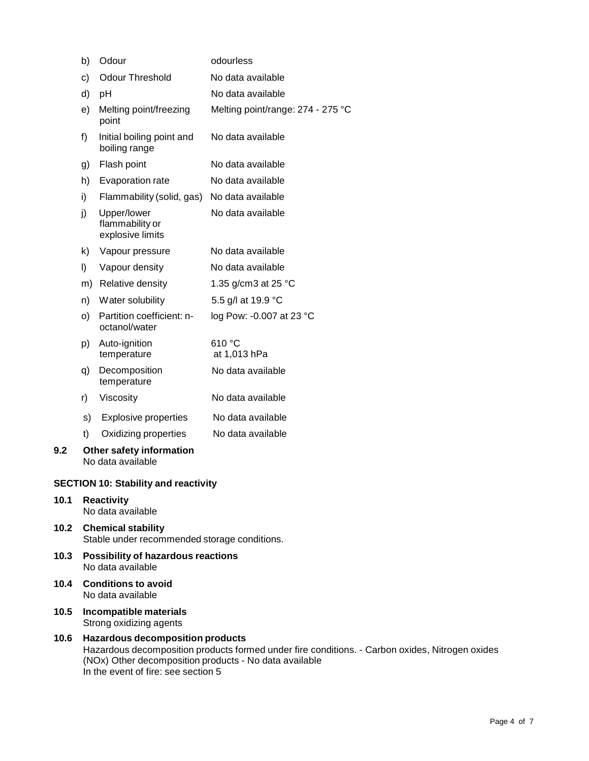| | | |
|---|---|---|
| b) | Odour | odourless |
| c) | Odour Threshold | No data available |
| d) | pH | No data available |
| e) | Melting point/freezing point | Melting point/range: 274 - 275 °C |
| f) | Initial boiling point and boiling range | No data available |
| g) | Flash point | No data available |
| h) | Evaporation rate | No data available |
| i) | Flammability (solid, gas) | No data available |
| j) | Upper/lower flammability or explosive limits | No data available |
| k) | Vapour pressure | No data available |
| l) | Vapour density | No data available |
| m) | Relative density | 1.35 g/cm3 at 25 °C |
| n) | Water solubility | 5.5 g/l at 19.9 °C |
| o) | Partition coefficient: n-octanol/water | log Pow: -0.007 at 23 °C |
| p) | Auto-ignition temperature | 610 °C at 1,013 hPa |
| q) | Decomposition temperature | No data available |
| r) | Viscosity | No data available |
| s) | Explosive properties | No data available |
| t) | Oxidizing properties | No data available |

**9.2 Other safety information**

No data available

## SECTION 10: Stability and reactivity

**10.1 Reactivity**

No data available

**10.2 Chemical stability**

Stable under recommended storage conditions.

**10.3 Possibility of hazardous reactions**

No data available

**10.4 Conditions to avoid**

No data available

**10.5 Incompatible materials**

Strong oxidizing agents

**10.6 Hazardous decomposition products**

Hazardous decomposition products formed under fire conditions. - Carbon oxides, Nitrogen oxides (NOx) Other decomposition products - No data available
In the event of fire: see section 5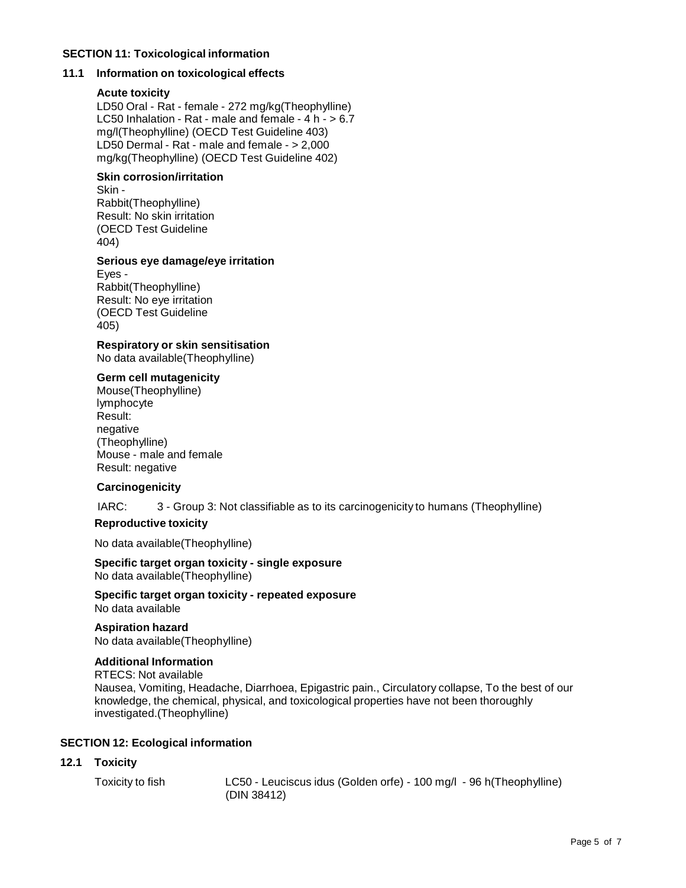## SECTION 11: Toxicological information

### 11.1 Information on toxicological effects

**Acute toxicity**

LD50 Oral - Rat - female - 272 mg/kg(Theophylline)
LC50 Inhalation - Rat - male and female - 4 h - > 6.7 mg/l(Theophylline) (OECD Test Guideline 403)
LD50 Dermal - Rat - male and female - > 2,000 mg/kg(Theophylline) (OECD Test Guideline 402)

**Skin corrosion/irritation**

Skin - Rabbit(Theophylline)
Result: No skin irritation
(OECD Test Guideline 404)

**Serious eye damage/eye irritation**

Eyes - Rabbit(Theophylline)
Result: No eye irritation
(OECD Test Guideline 405)

**Respiratory or skin sensitisation**

No data available(Theophylline)

**Germ cell mutagenicity**

Mouse(Theophylline)
lymphocyte
Result: negative
(Theophylline)
Mouse - male and female
Result: negative

**Carcinogenicity**

IARC: 3 - Group 3: Not classifiable as to its carcinogenicity to humans (Theophylline)

**Reproductive toxicity**

No data available(Theophylline)

**Specific target organ toxicity - single exposure**

No data available(Theophylline)

**Specific target organ toxicity - repeated exposure**

No data available

**Aspiration hazard**

No data available(Theophylline)

**Additional Information**

RTECS: Not available
Nausea, Vomiting, Headache, Diarrhoea, Epigastric pain., Circulatory collapse, To the best of our knowledge, the chemical, physical, and toxicological properties have not been thoroughly investigated.(Theophylline)

## SECTION 12: Ecological information

### 12.1 Toxicity

| | |
|---|---|
| Toxicity to fish | LC50 - Leuciscus idus (Golden orfe) - 100 mg/l - 96 h(Theophylline) (DIN 38412) |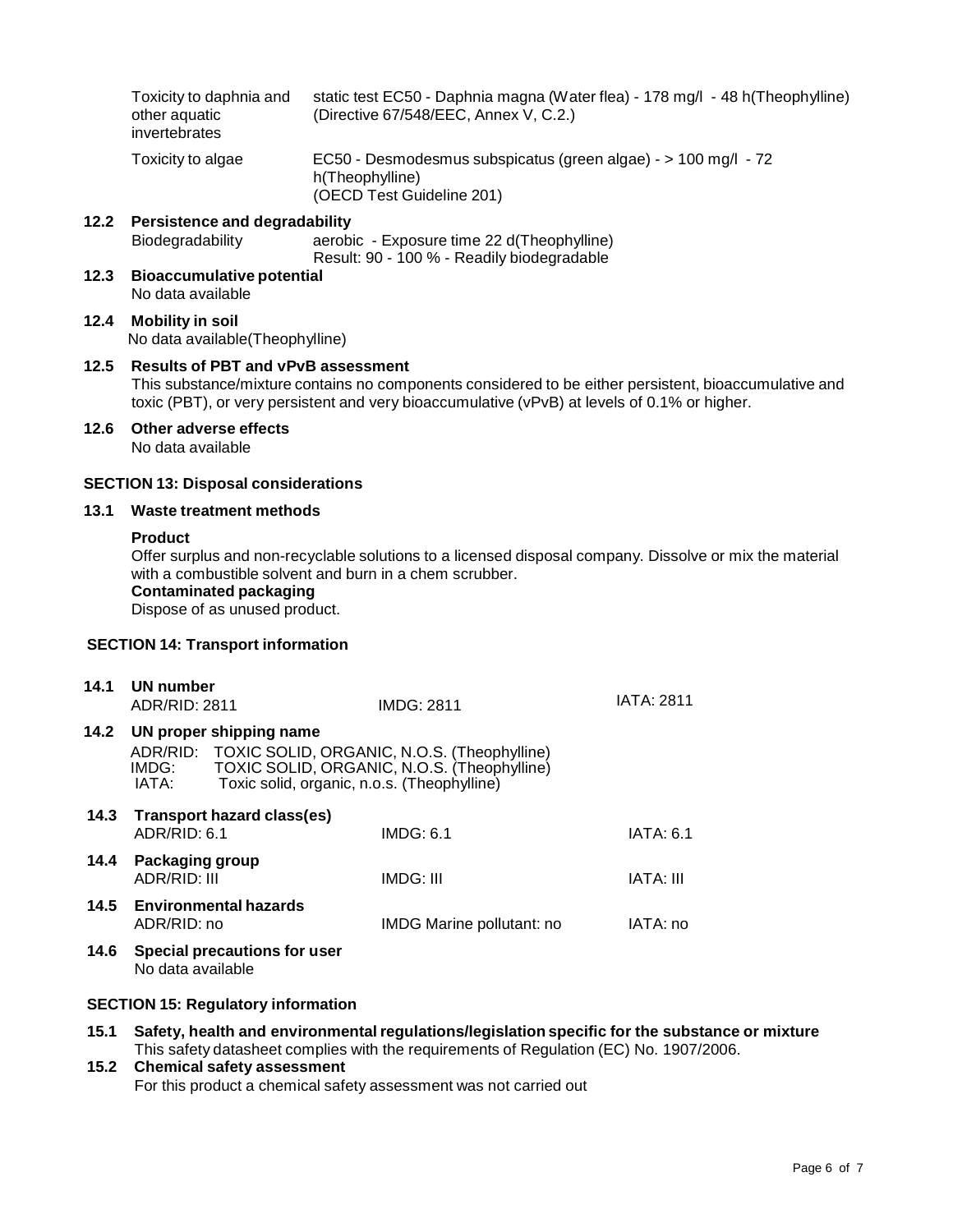| | |
|---|---|
| Toxicity to daphnia and other aquatic invertebrates | static test EC50 - Daphnia magna (Water flea) - 178 mg/l - 48 h(Theophylline) (Directive 67/548/EEC, Annex V, C.2.) |
| Toxicity to algae | EC50 - Desmodesmus subspicatus (green algae) - > 100 mg/l - 72 h(Theophylline) (OECD Test Guideline 201) |

### 12.2 Persistence and degradability

Biodegradability — aerobic - Exposure time 22 d(Theophylline)
Result: 90 - 100 % - Readily biodegradable

### 12.3 Bioaccumulative potential

No data available

### 12.4 Mobility in soil

No data available(Theophylline)

### 12.5 Results of PBT and vPvB assessment

This substance/mixture contains no components considered to be either persistent, bioaccumulative and toxic (PBT), or very persistent and very bioaccumulative (vPvB) at levels of 0.1% or higher.

### 12.6 Other adverse effects

No data available

## SECTION 13: Disposal considerations

### 13.1 Waste treatment methods

**Product**

Offer surplus and non-recyclable solutions to a licensed disposal company. Dissolve or mix the material with a combustible solvent and burn in a chem scrubber.

**Contaminated packaging**

Dispose of as unused product.

## SECTION 14: Transport information

### 14.1 UN number

| | | |
|---|---|---|
| ADR/RID: 2811 | IMDG: 2811 | IATA: 2811 |

### 14.2 UN proper shipping name

ADR/RID: TOXIC SOLID, ORGANIC, N.O.S. (Theophylline)
IMDG: TOXIC SOLID, ORGANIC, N.O.S. (Theophylline)
IATA: Toxic solid, organic, n.o.s. (Theophylline)

### 14.3 Transport hazard class(es)

| | | |
|---|---|---|
| ADR/RID: 6.1 | IMDG: 6.1 | IATA: 6.1 |

### 14.4 Packaging group

| | | |
|---|---|---|
| ADR/RID: III | IMDG: III | IATA: III |

### 14.5 Environmental hazards

| | | |
|---|---|---|
| ADR/RID: no | IMDG Marine pollutant: no | IATA: no |

### 14.6 Special precautions for user

No data available

## SECTION 15: Regulatory information

### 15.1 Safety, health and environmental regulations/legislation specific for the substance or mixture

This safety datasheet complies with the requirements of Regulation (EC) No. 1907/2006.

### 15.2 Chemical safety assessment

For this product a chemical safety assessment was not carried out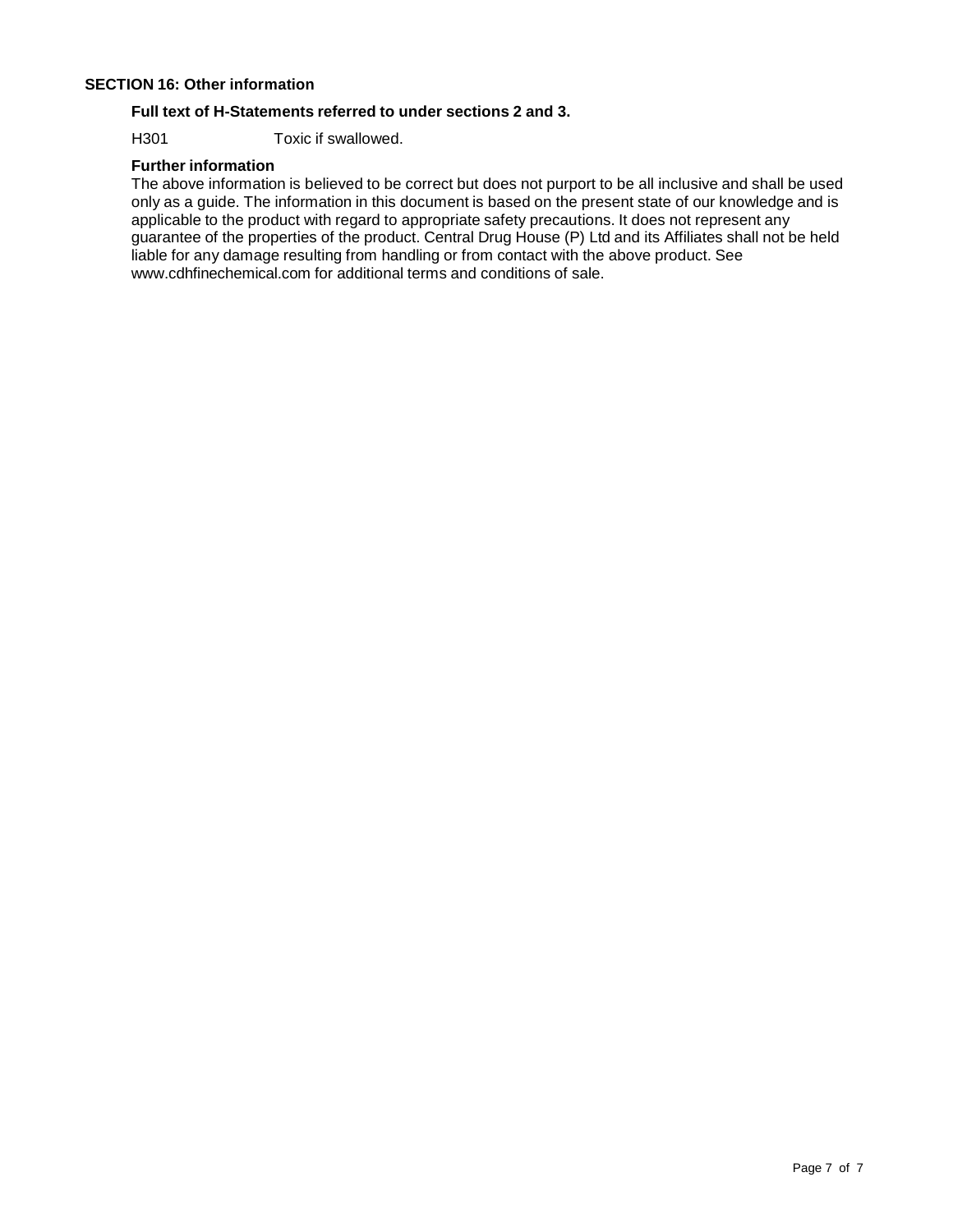## SECTION 16: Other information

### Full text of H-Statements referred to under sections 2 and 3.

| | |
|---|---|
| H301 | Toxic if swallowed. |

### Further information

The above information is believed to be correct but does not purport to be all inclusive and shall be used only as a guide. The information in this document is based on the present state of our knowledge and is applicable to the product with regard to appropriate safety precautions. It does not represent any guarantee of the properties of the product. Central Drug House (P) Ltd and its Affiliates shall not be held liable for any damage resulting from handling or from contact with the above product. See www.cdhfinechemical.com for additional terms and conditions of sale.